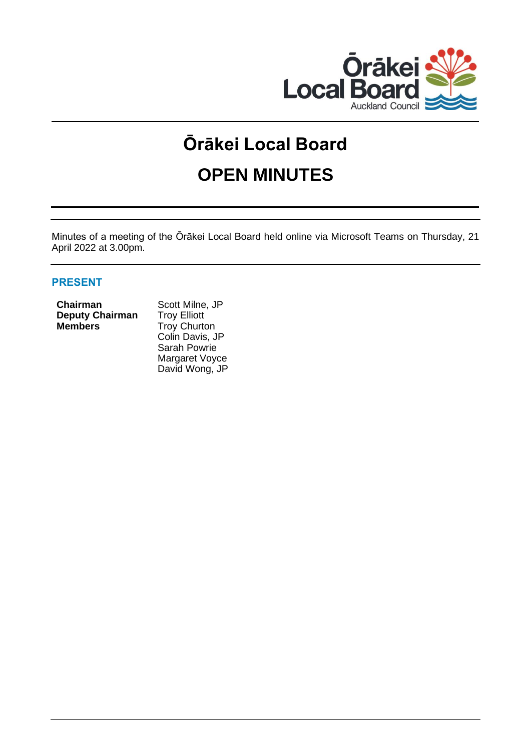# Ōrākei Local Board

# OPEN MINUTES

Minutes of a meeting of the Ōrākei Local Board held online via Microsoft Teams on Thursday, 21 April 2022 at 3.00pm.

## PRESENT

| | |
|---|---|
| **Chairman** | Scott Milne, JP |
| **Deputy Chairman** | Troy Elliott |
| **Members** | Troy Churton |
| | Colin Davis, JP |
| | Sarah Powrie |
| | Margaret Voyce |
| | David Wong, JP |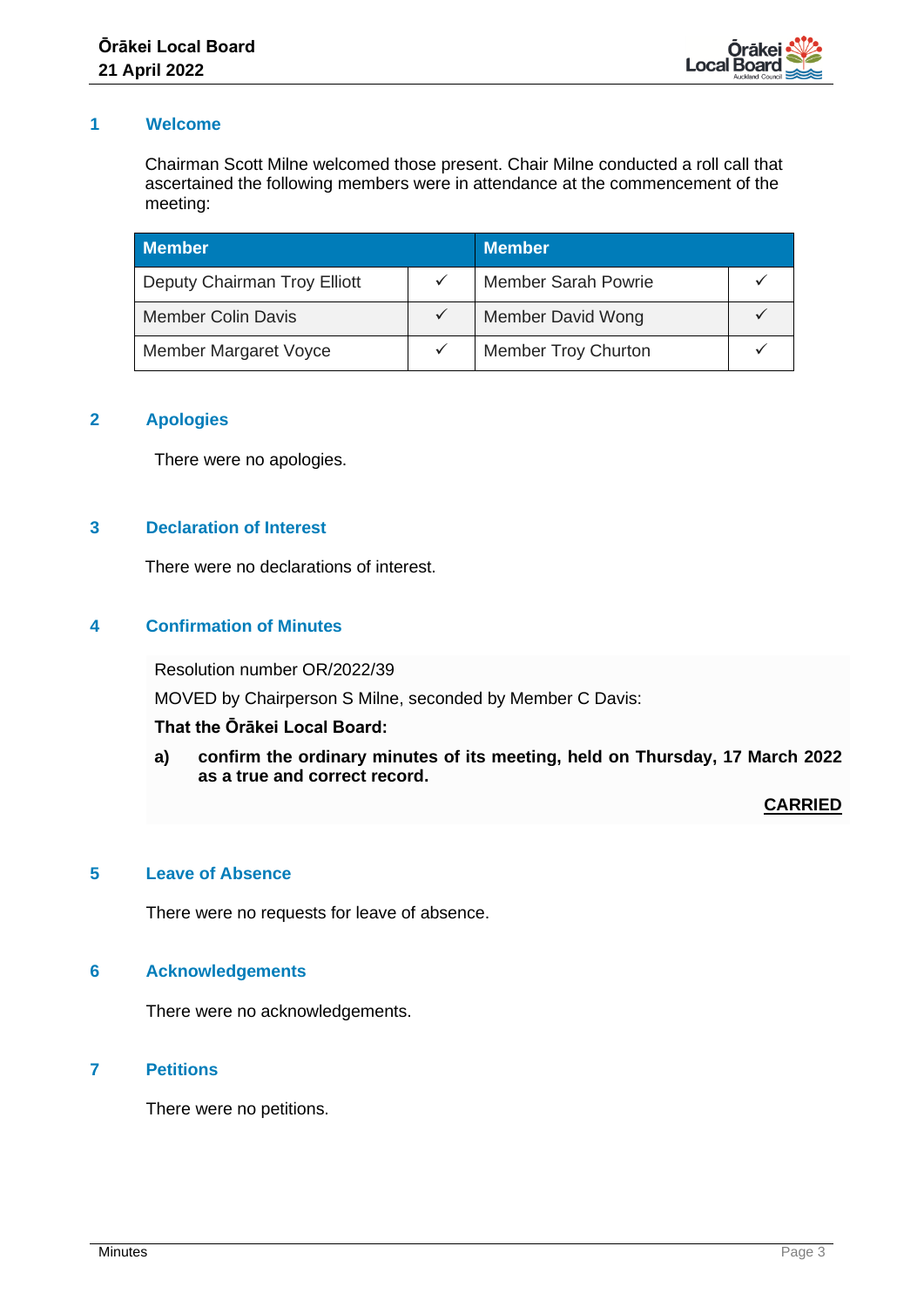## 1 Welcome

Chairman Scott Milne welcomed those present. Chair Milne conducted a roll call that ascertained the following members were in attendance at the commencement of the meeting:

| Member | | Member | |
|---|---|---|---|
| Deputy Chairman Troy Elliott | ✓ | Member Sarah Powrie | ✓ |
| Member Colin Davis | ✓ | Member David Wong | ✓ |
| Member Margaret Voyce | ✓ | Member Troy Churton | ✓ |

## 2 Apologies

There were no apologies.

## 3 Declaration of Interest

There were no declarations of interest.

## 4 Confirmation of Minutes

Resolution number OR/2022/39

MOVED by Chairperson S Milne, seconded by Member C Davis:

**That the Ōrākei Local Board:**

**a) confirm the ordinary minutes of its meeting, held on Thursday, 17 March 2022 as a true and correct record.**

**CARRIED**

## 5 Leave of Absence

There were no requests for leave of absence.

## 6 Acknowledgements

There were no acknowledgements.

## 7 Petitions

There were no petitions.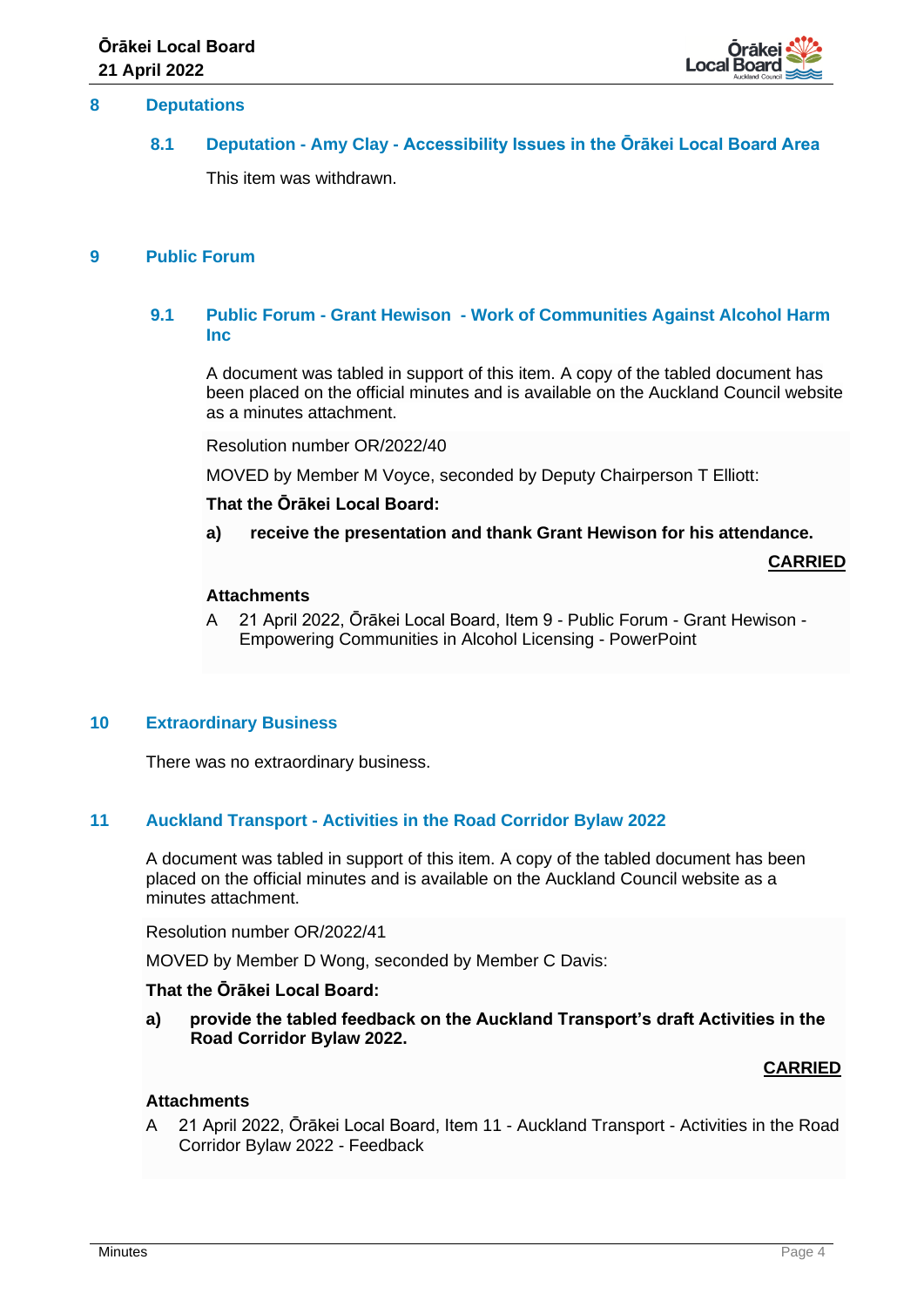## 8 Deputations

### 8.1 Deputation - Amy Clay - Accessibility Issues in the Ōrākei Local Board Area

This item was withdrawn.

## 9 Public Forum

### 9.1 Public Forum - Grant Hewison - Work of Communities Against Alcohol Harm Inc

A document was tabled in support of this item. A copy of the tabled document has been placed on the official minutes and is available on the Auckland Council website as a minutes attachment.

Resolution number OR/2022/40

MOVED by Member M Voyce, seconded by Deputy Chairperson T Elliott:

**That the Ōrākei Local Board:**

**a) receive the presentation and thank Grant Hewison for his attendance.**

**CARRIED**

**Attachments**

A 21 April 2022, Ōrākei Local Board, Item 9 - Public Forum - Grant Hewison - Empowering Communities in Alcohol Licensing - PowerPoint

## 10 Extraordinary Business

There was no extraordinary business.

## 11 Auckland Transport - Activities in the Road Corridor Bylaw 2022

A document was tabled in support of this item. A copy of the tabled document has been placed on the official minutes and is available on the Auckland Council website as a minutes attachment.

Resolution number OR/2022/41

MOVED by Member D Wong, seconded by Member C Davis:

**That the Ōrākei Local Board:**

**a) provide the tabled feedback on the Auckland Transport's draft Activities in the Road Corridor Bylaw 2022.**

**CARRIED**

**Attachments**

A 21 April 2022, Ōrākei Local Board, Item 11 - Auckland Transport - Activities in the Road Corridor Bylaw 2022 - Feedback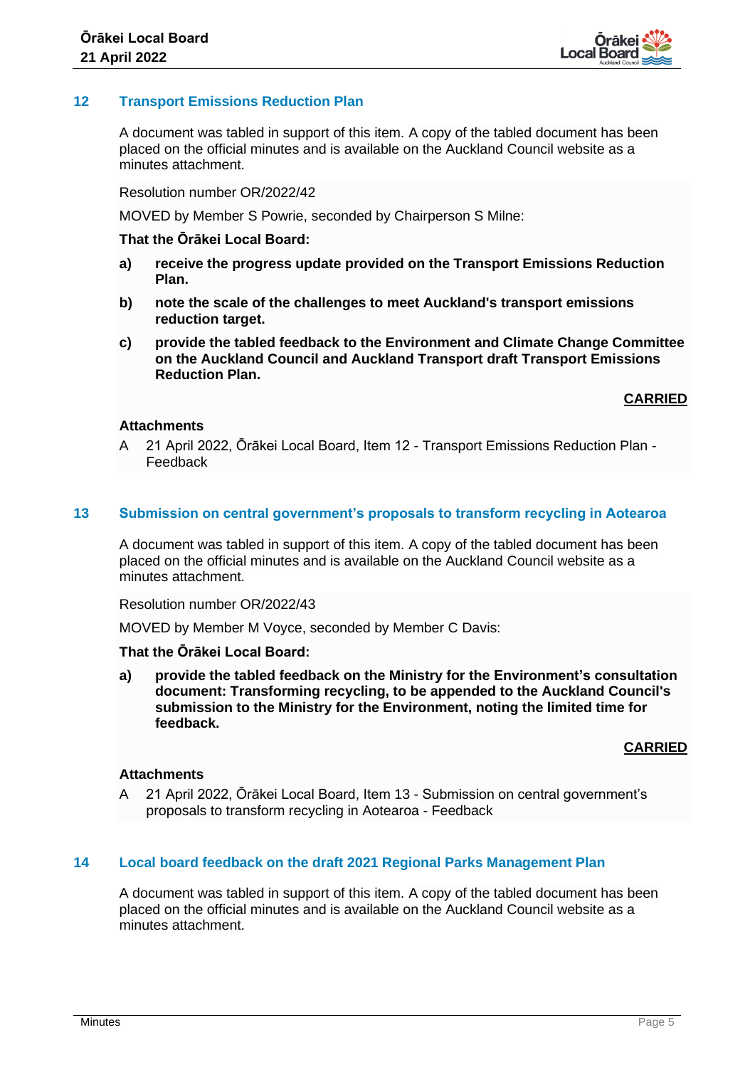## 12 Transport Emissions Reduction Plan

A document was tabled in support of this item. A copy of the tabled document has been placed on the official minutes and is available on the Auckland Council website as a minutes attachment.

Resolution number OR/2022/42

MOVED by Member S Powrie, seconded by Chairperson S Milne:

**That the Ōrākei Local Board:**

**a) receive the progress update provided on the Transport Emissions Reduction Plan.**

**b) note the scale of the challenges to meet Auckland's transport emissions reduction target.**

**c) provide the tabled feedback to the Environment and Climate Change Committee on the Auckland Council and Auckland Transport draft Transport Emissions Reduction Plan.**

**CARRIED**

**Attachments**

A 21 April 2022, Ōrākei Local Board, Item 12 - Transport Emissions Reduction Plan - Feedback

## 13 Submission on central government's proposals to transform recycling in Aotearoa

A document was tabled in support of this item. A copy of the tabled document has been placed on the official minutes and is available on the Auckland Council website as a minutes attachment.

Resolution number OR/2022/43

MOVED by Member M Voyce, seconded by Member C Davis:

**That the Ōrākei Local Board:**

**a) provide the tabled feedback on the Ministry for the Environment's consultation document: Transforming recycling, to be appended to the Auckland Council's submission to the Ministry for the Environment, noting the limited time for feedback.**

**CARRIED**

**Attachments**

A 21 April 2022, Ōrākei Local Board, Item 13 - Submission on central government's proposals to transform recycling in Aotearoa - Feedback

## 14 Local board feedback on the draft 2021 Regional Parks Management Plan

A document was tabled in support of this item. A copy of the tabled document has been placed on the official minutes and is available on the Auckland Council website as a minutes attachment.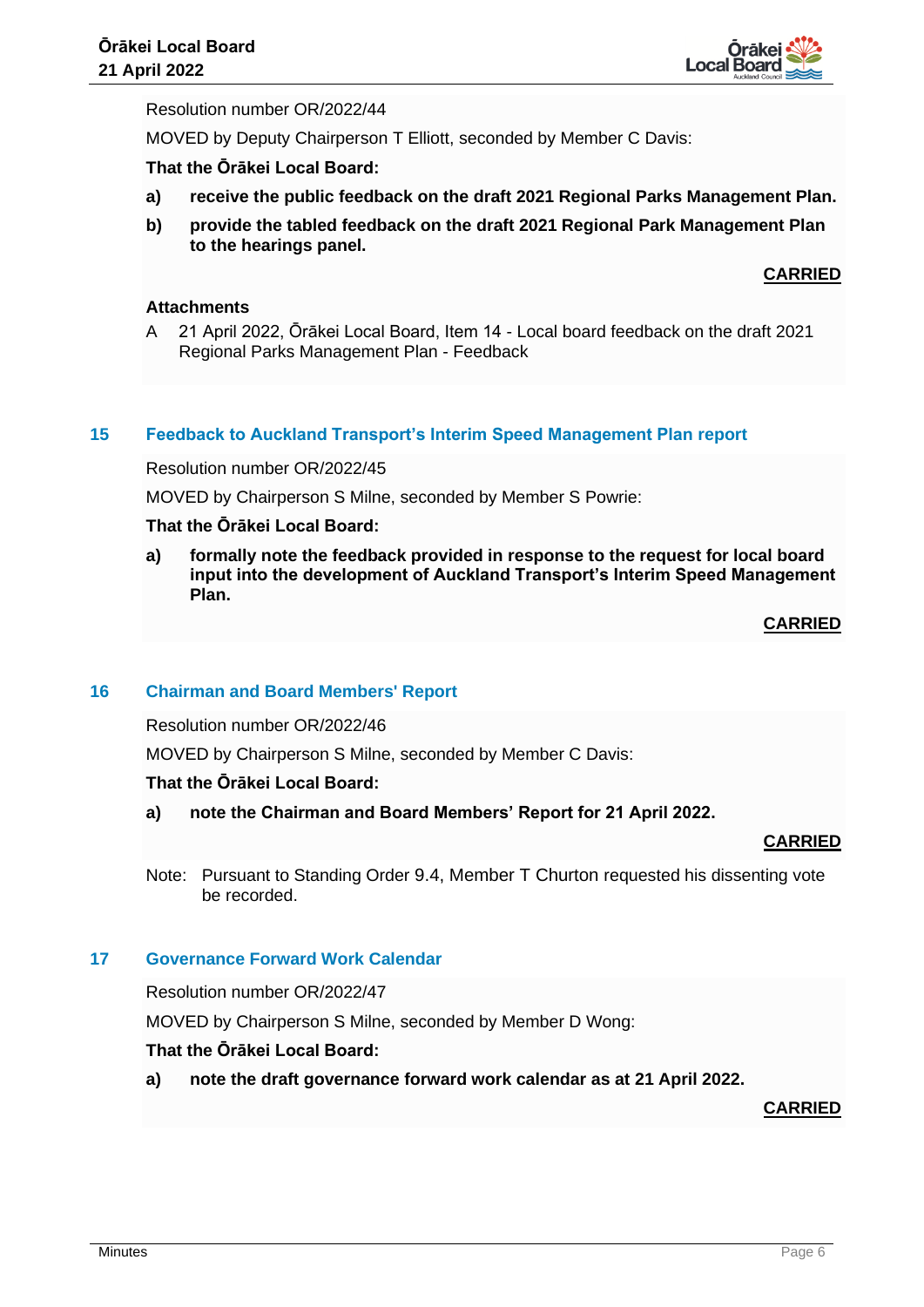Resolution number OR/2022/44

MOVED by Deputy Chairperson T Elliott, seconded by Member C Davis:

**That the Ōrākei Local Board:**

**a) receive the public feedback on the draft 2021 Regional Parks Management Plan.**

**b) provide the tabled feedback on the draft 2021 Regional Park Management Plan to the hearings panel.**

**CARRIED**

**Attachments**

A 21 April 2022, Ōrākei Local Board, Item 14 - Local board feedback on the draft 2021 Regional Parks Management Plan - Feedback

## 15 Feedback to Auckland Transport's Interim Speed Management Plan report

Resolution number OR/2022/45

MOVED by Chairperson S Milne, seconded by Member S Powrie:

**That the Ōrākei Local Board:**

**a) formally note the feedback provided in response to the request for local board input into the development of Auckland Transport's Interim Speed Management Plan.**

**CARRIED**

## 16 Chairman and Board Members' Report

Resolution number OR/2022/46

MOVED by Chairperson S Milne, seconded by Member C Davis:

**That the Ōrākei Local Board:**

**a) note the Chairman and Board Members' Report for 21 April 2022.**

**CARRIED**

Note: Pursuant to Standing Order 9.4, Member T Churton requested his dissenting vote be recorded.

## 17 Governance Forward Work Calendar

Resolution number OR/2022/47

MOVED by Chairperson S Milne, seconded by Member D Wong:

**That the Ōrākei Local Board:**

**a) note the draft governance forward work calendar as at 21 April 2022.**

**CARRIED**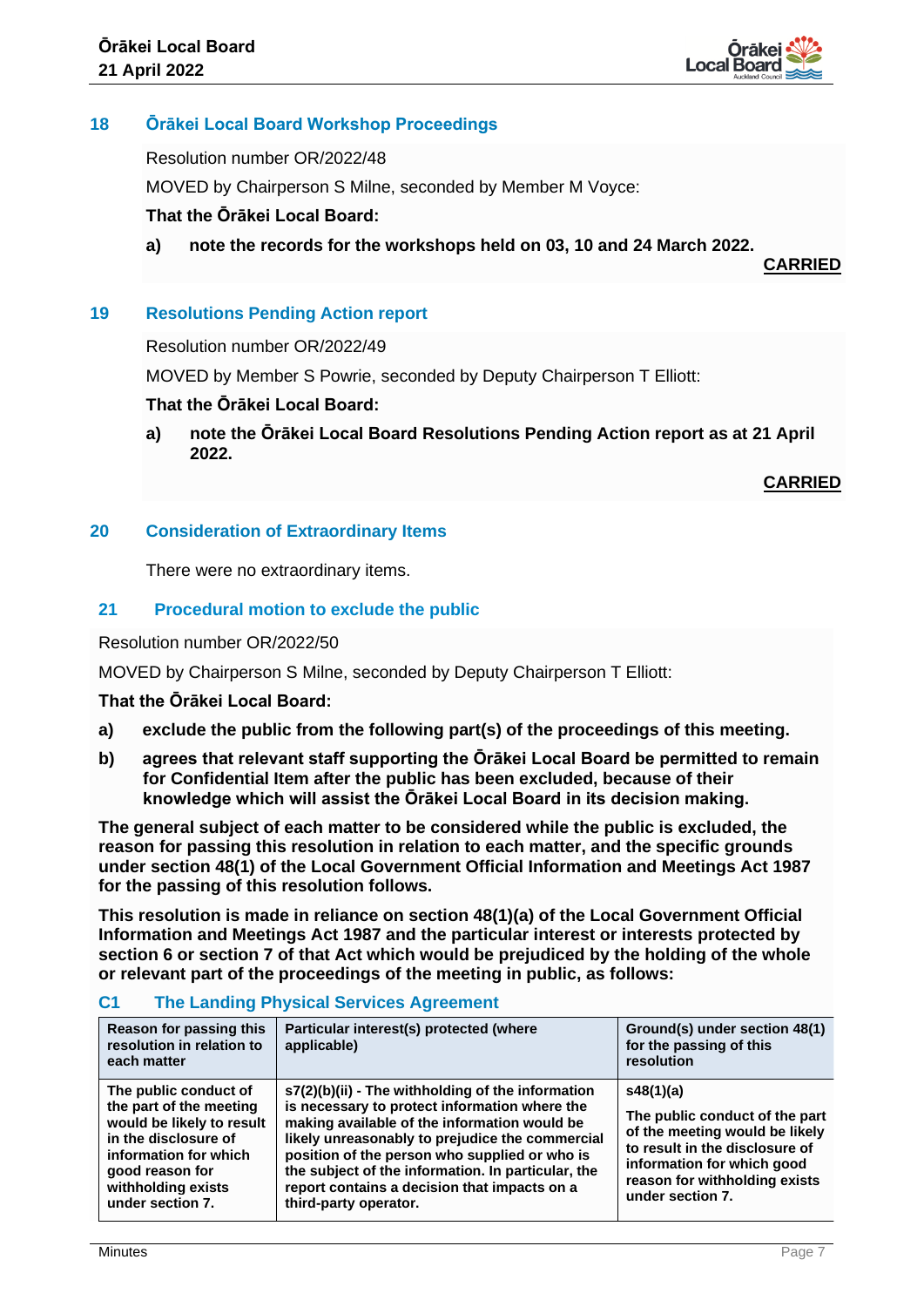## 18 Ōrākei Local Board Workshop Proceedings

Resolution number OR/2022/48

MOVED by Chairperson S Milne, seconded by Member M Voyce:

**That the Ōrākei Local Board:**

**a) note the records for the workshops held on 03, 10 and 24 March 2022.**

**CARRIED**

## 19 Resolutions Pending Action report

Resolution number OR/2022/49

MOVED by Member S Powrie, seconded by Deputy Chairperson T Elliott:

**That the Ōrākei Local Board:**

**a) note the Ōrākei Local Board Resolutions Pending Action report as at 21 April 2022.**

**CARRIED**

## 20 Consideration of Extraordinary Items

There were no extraordinary items.

## 21 Procedural motion to exclude the public

Resolution number OR/2022/50

MOVED by Chairperson S Milne, seconded by Deputy Chairperson T Elliott:

**That the Ōrākei Local Board:**

**a) exclude the public from the following part(s) of the proceedings of this meeting.**

**b) agrees that relevant staff supporting the Ōrākei Local Board be permitted to remain for Confidential Item after the public has been excluded, because of their knowledge which will assist the Ōrākei Local Board in its decision making.**

**The general subject of each matter to be considered while the public is excluded, the reason for passing this resolution in relation to each matter, and the specific grounds under section 48(1) of the Local Government Official Information and Meetings Act 1987 for the passing of this resolution follows.**

**This resolution is made in reliance on section 48(1)(a) of the Local Government Official Information and Meetings Act 1987 and the particular interest or interests protected by section 6 or section 7 of that Act which would be prejudiced by the holding of the whole or relevant part of the proceedings of the meeting in public, as follows:**

### C1 The Landing Physical Services Agreement

| Reason for passing this resolution in relation to each matter | Particular interest(s) protected (where applicable) | Ground(s) under section 48(1) for the passing of this resolution |
|---|---|---|
| The public conduct of the part of the meeting would be likely to result in the disclosure of information for which good reason for withholding exists under section 7. | s7(2)(b)(ii) - The withholding of the information is necessary to protect information where the making available of the information would be likely unreasonably to prejudice the commercial position of the person who supplied or who is the subject of the information. In particular, the report contains a decision that impacts on a third-party operator. | s48(1)(a) The public conduct of the part of the meeting would be likely to result in the disclosure of information for which good reason for withholding exists under section 7. |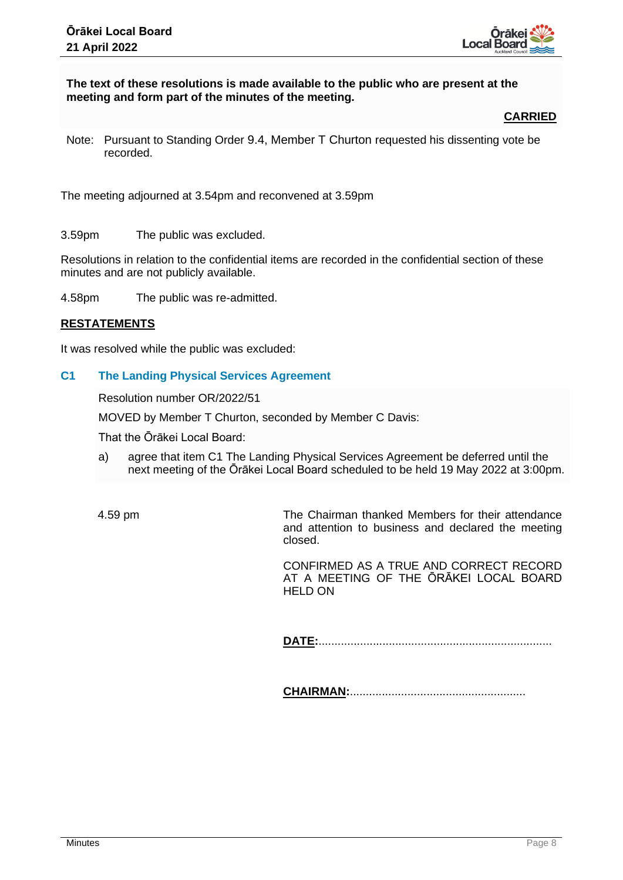**The text of these resolutions is made available to the public who are present at the meeting and form part of the minutes of the meeting.**

**CARRIED**

Note: Pursuant to Standing Order 9.4, Member T Churton requested his dissenting vote be recorded.

The meeting adjourned at 3.54pm and reconvened at 3.59pm

3.59pm The public was excluded.

Resolutions in relation to the confidential items are recorded in the confidential section of these minutes and are not publicly available.

4.58pm The public was re-admitted.

**RESTATEMENTS**

It was resolved while the public was excluded:

### C1 The Landing Physical Services Agreement

Resolution number OR/2022/51

MOVED by Member T Churton, seconded by Member C Davis:

That the Ōrākei Local Board:

a) agree that item C1 The Landing Physical Services Agreement be deferred until the next meeting of the Ōrākei Local Board scheduled to be held 19 May 2022 at 3:00pm.

4.59 pm The Chairman thanked Members for their attendance and attention to business and declared the meeting closed.

CONFIRMED AS A TRUE AND CORRECT RECORD AT A MEETING OF THE ŌRĀKEI LOCAL BOARD HELD ON

**DATE:**.........................................................................

**CHAIRMAN:**.......................................................